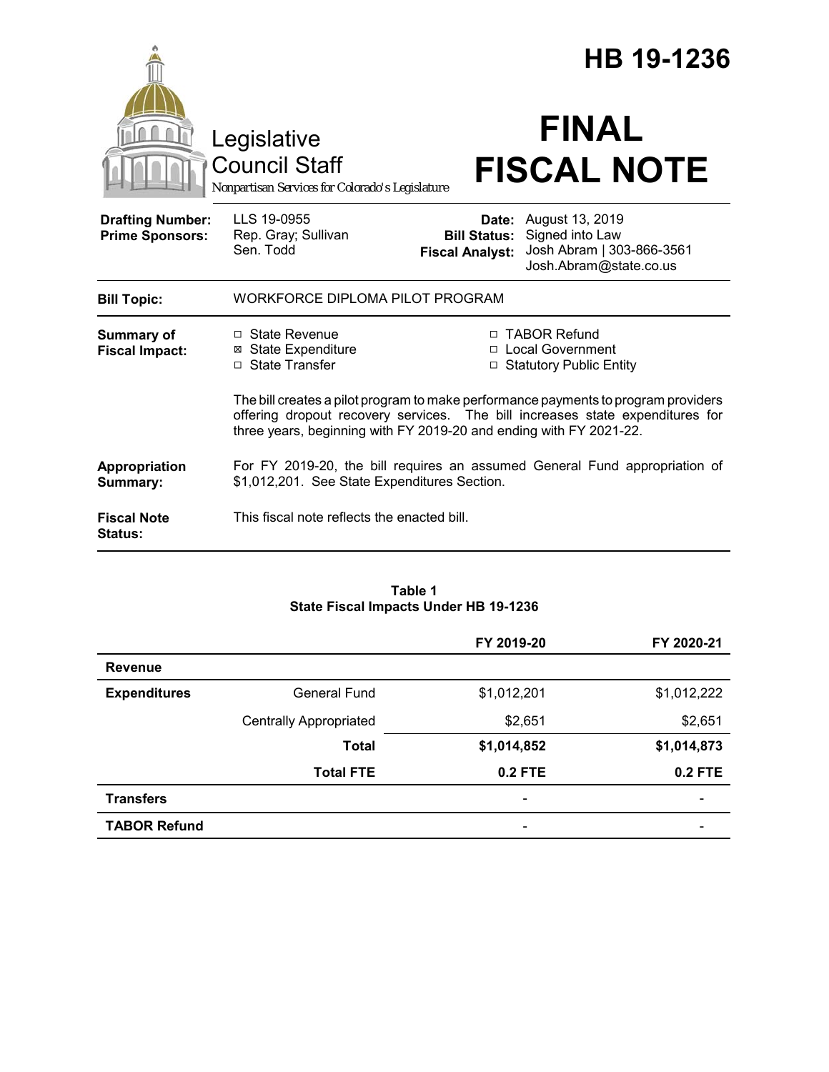# HB 19-1236

Legislative Council Staff

*Nonpartisan Services for Colorado's Legislature*

# FINAL FISCAL NOTE

| | | | |
|---|---|---|---|
| **Drafting Number:** | LLS 19-0955 | **Date:** | August 13, 2019 |
| **Prime Sponsors:** | Rep. Gray; Sullivan<br>Sen. Todd | **Bill Status:** | Signed into Law |
| | | **Fiscal Analyst:** | Josh Abram \| 303-866-3561<br>Josh.Abram@state.co.us |

| | |
|---|---|
| **Bill Topic:** | WORKFORCE DIPLOMA PILOT PROGRAM |
| **Summary of Fiscal Impact:** | ☐ State Revenue<br>☒ State Expenditure<br>☐ State Transfer<br>☐ TABOR Refund<br>☐ Local Government<br>☐ Statutory Public Entity<br><br>The bill creates a pilot program to make performance payments to program providers offering dropout recovery services. The bill increases state expenditures for three years, beginning with FY 2019-20 and ending with FY 2021-22. |
| **Appropriation Summary:** | For FY 2019-20, the bill requires an assumed General Fund appropriation of $1,012,201. See State Expenditures Section. |
| **Fiscal Note Status:** | This fiscal note reflects the enacted bill. |

**Table 1**
**State Fiscal Impacts Under HB 19-1236**

| | | FY 2019-20 | FY 2020-21 |
|---|---|---|---|
| **Revenue** | | | |
| **Expenditures** | General Fund | $1,012,201 | $1,012,222 |
| | Centrally Appropriated | $2,651 | $2,651 |
| | **Total** | **$1,014,852** | **$1,014,873** |
| | **Total FTE** | **0.2 FTE** | **0.2 FTE** |
| **Transfers** | | - | - |
| **TABOR Refund** | | - | - |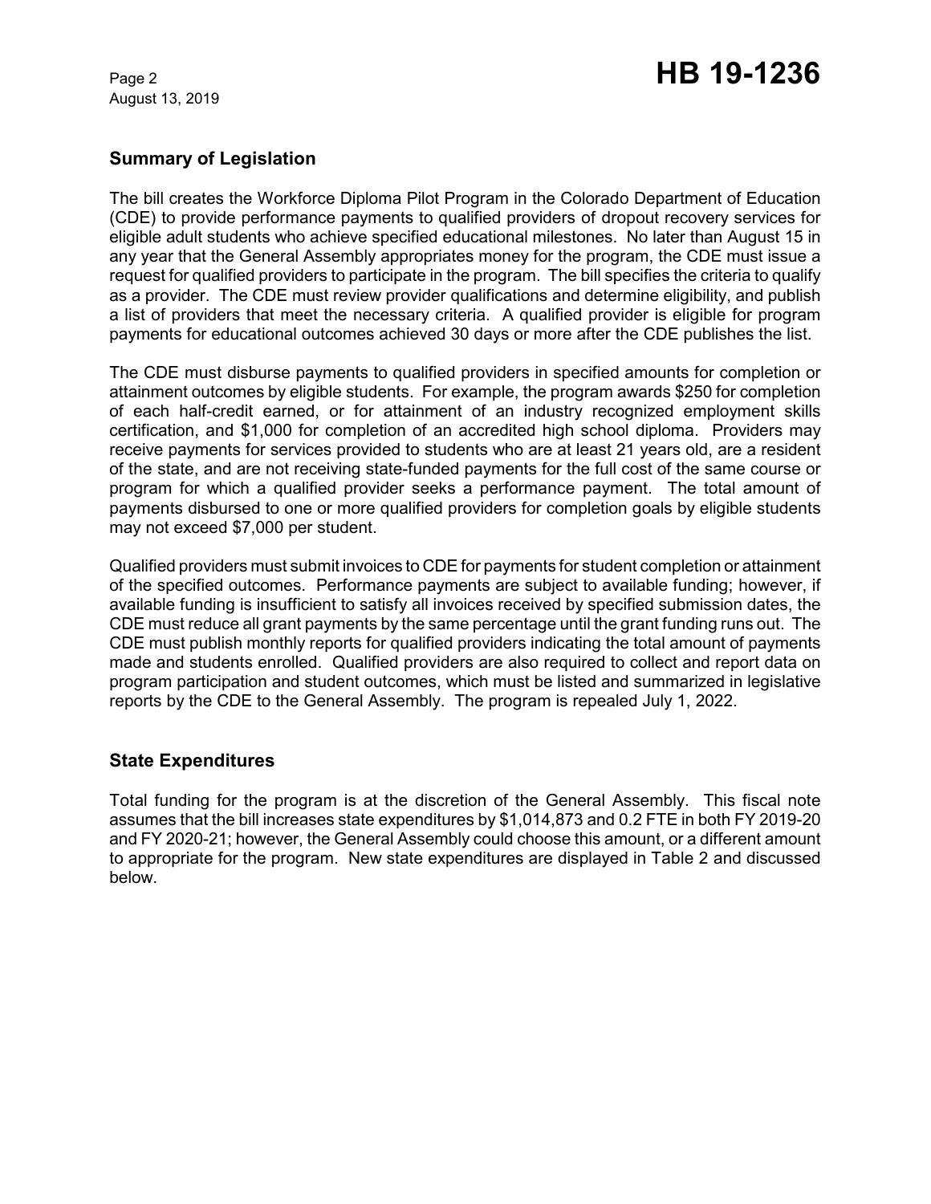## Summary of Legislation

The bill creates the Workforce Diploma Pilot Program in the Colorado Department of Education (CDE) to provide performance payments to qualified providers of dropout recovery services for eligible adult students who achieve specified educational milestones. No later than August 15 in any year that the General Assembly appropriates money for the program, the CDE must issue a request for qualified providers to participate in the program. The bill specifies the criteria to qualify as a provider. The CDE must review provider qualifications and determine eligibility, and publish a list of providers that meet the necessary criteria. A qualified provider is eligible for program payments for educational outcomes achieved 30 days or more after the CDE publishes the list.

The CDE must disburse payments to qualified providers in specified amounts for completion or attainment outcomes by eligible students. For example, the program awards $250 for completion of each half-credit earned, or for attainment of an industry recognized employment skills certification, and $1,000 for completion of an accredited high school diploma. Providers may receive payments for services provided to students who are at least 21 years old, are a resident of the state, and are not receiving state-funded payments for the full cost of the same course or program for which a qualified provider seeks a performance payment. The total amount of payments disbursed to one or more qualified providers for completion goals by eligible students may not exceed $7,000 per student.

Qualified providers must submit invoices to CDE for payments for student completion or attainment of the specified outcomes. Performance payments are subject to available funding; however, if available funding is insufficient to satisfy all invoices received by specified submission dates, the CDE must reduce all grant payments by the same percentage until the grant funding runs out. The CDE must publish monthly reports for qualified providers indicating the total amount of payments made and students enrolled. Qualified providers are also required to collect and report data on program participation and student outcomes, which must be listed and summarized in legislative reports by the CDE to the General Assembly. The program is repealed July 1, 2022.

## State Expenditures

Total funding for the program is at the discretion of the General Assembly. This fiscal note assumes that the bill increases state expenditures by $1,014,873 and 0.2 FTE in both FY 2019-20 and FY 2020-21; however, the General Assembly could choose this amount, or a different amount to appropriate for the program. New state expenditures are displayed in Table 2 and discussed below.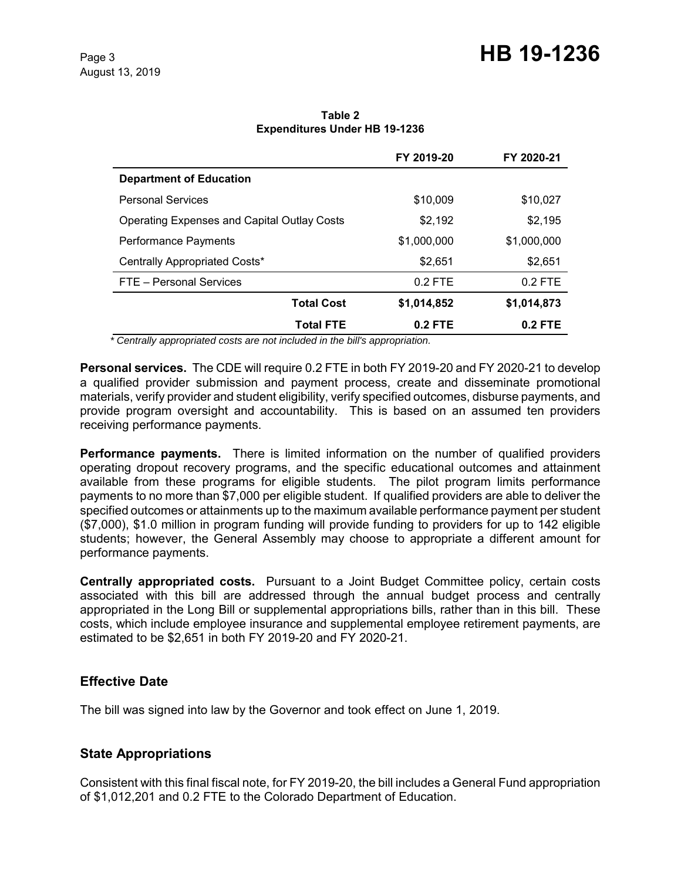**Table 2**
**Expenditures Under HB 19-1236**

| | FY 2019-20 | FY 2020-21 |
|---|---|---|
| **Department of Education** | | |
| Personal Services | $10,009 | $10,027 |
| Operating Expenses and Capital Outlay Costs | $2,192 | $2,195 |
| Performance Payments | $1,000,000 | $1,000,000 |
| Centrally Appropriated Costs* | $2,651 | $2,651 |
| FTE – Personal Services | 0.2 FTE | 0.2 FTE |
| **Total Cost** | **$1,014,852** | **$1,014,873** |
| **Total FTE** | **0.2 FTE** | **0.2 FTE** |

*\* Centrally appropriated costs are not included in the bill's appropriation.*

**Personal services.** The CDE will require 0.2 FTE in both FY 2019-20 and FY 2020-21 to develop a qualified provider submission and payment process, create and disseminate promotional materials, verify provider and student eligibility, verify specified outcomes, disburse payments, and provide program oversight and accountability. This is based on an assumed ten providers receiving performance payments.

**Performance payments.** There is limited information on the number of qualified providers operating dropout recovery programs, and the specific educational outcomes and attainment available from these programs for eligible students. The pilot program limits performance payments to no more than $7,000 per eligible student. If qualified providers are able to deliver the specified outcomes or attainments up to the maximum available performance payment per student ($7,000), $1.0 million in program funding will provide funding to providers for up to 142 eligible students; however, the General Assembly may choose to appropriate a different amount for performance payments.

**Centrally appropriated costs.** Pursuant to a Joint Budget Committee policy, certain costs associated with this bill are addressed through the annual budget process and centrally appropriated in the Long Bill or supplemental appropriations bills, rather than in this bill. These costs, which include employee insurance and supplemental employee retirement payments, are estimated to be $2,651 in both FY 2019-20 and FY 2020-21.

## Effective Date

The bill was signed into law by the Governor and took effect on June 1, 2019.

## State Appropriations

Consistent with this final fiscal note, for FY 2019-20, the bill includes a General Fund appropriation of $1,012,201 and 0.2 FTE to the Colorado Department of Education.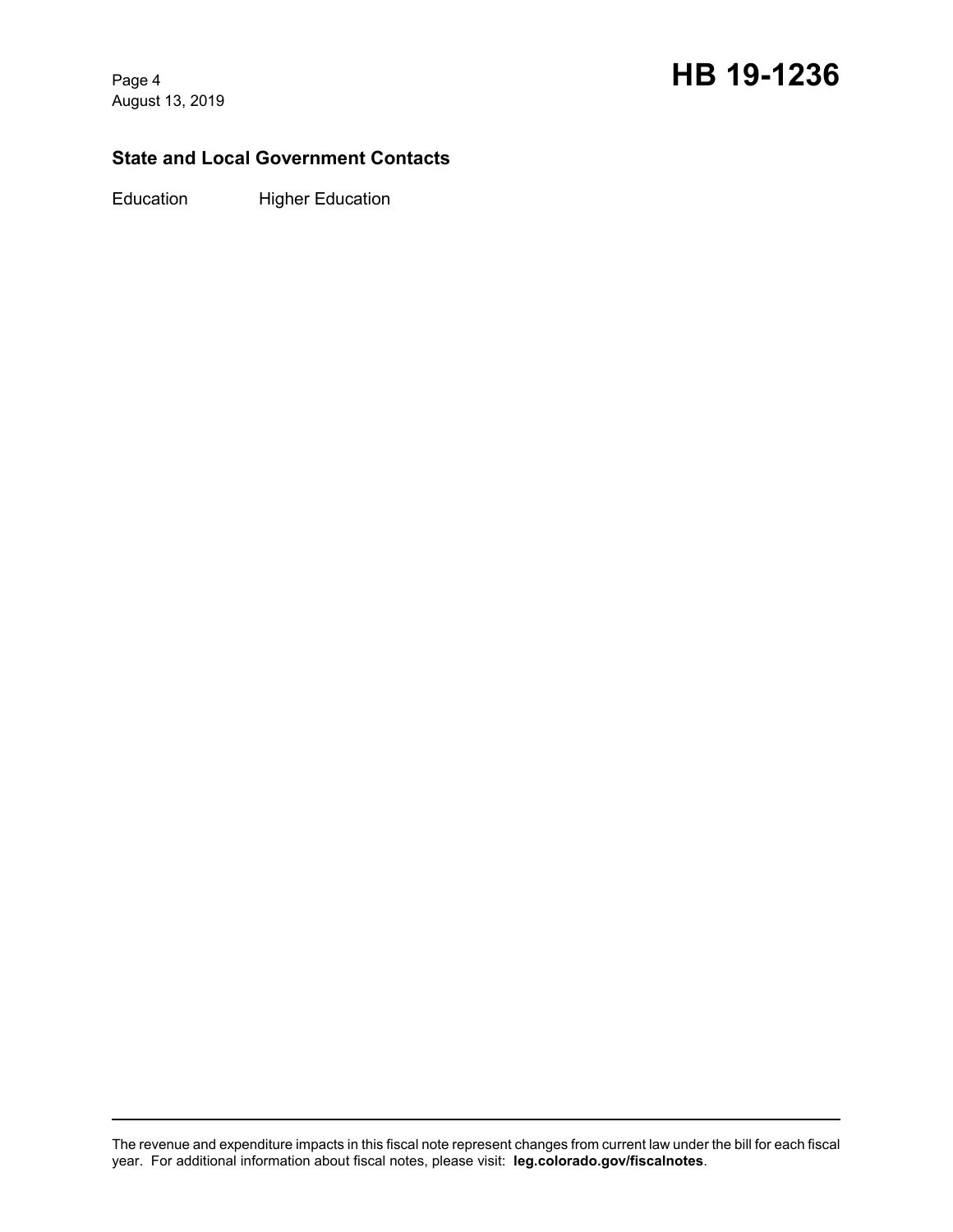## State and Local Government Contacts

Education Higher Education

The revenue and expenditure impacts in this fiscal note represent changes from current law under the bill for each fiscal year. For additional information about fiscal notes, please visit: **leg.colorado.gov/fiscalnotes**.